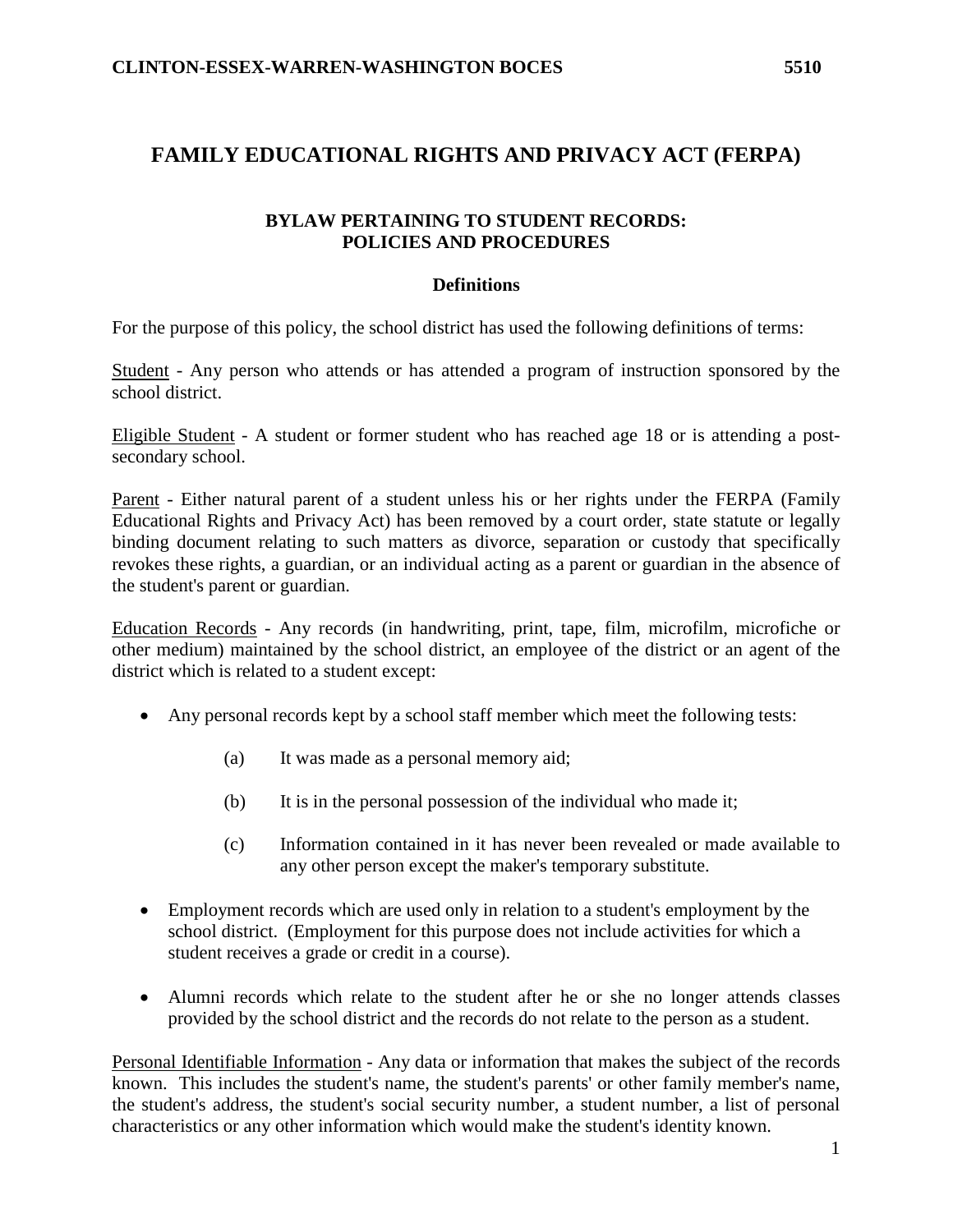# FAMILY EDUCATIONAL RIGHTS AND PRIVACY ACT (FERPA)

## BYLAW PERTAINING TO STUDENT RECORDS: POLICIES AND PROCEDURES

### Definitions

For the purpose of this policy, the school district has used the following definitions of terms:

Student - Any person who attends or has attended a program of instruction sponsored by the school district.

Eligible Student - A student or former student who has reached age 18 or is attending a post-secondary school.

Parent - Either natural parent of a student unless his or her rights under the FERPA (Family Educational Rights and Privacy Act) has been removed by a court order, state statute or legally binding document relating to such matters as divorce, separation or custody that specifically revokes these rights, a guardian, or an individual acting as a parent or guardian in the absence of the student's parent or guardian.

Education Records - Any records (in handwriting, print, tape, film, microfilm, microfiche or other medium) maintained by the school district, an employee of the district or an agent of the district which is related to a student except:

- Any personal records kept by a school staff member which meet the following tests:
  - (a) It was made as a personal memory aid;
  - (b) It is in the personal possession of the individual who made it;
  - (c) Information contained in it has never been revealed or made available to any other person except the maker's temporary substitute.
- Employment records which are used only in relation to a student's employment by the school district. (Employment for this purpose does not include activities for which a student receives a grade or credit in a course).
- Alumni records which relate to the student after he or she no longer attends classes provided by the school district and the records do not relate to the person as a student.

Personal Identifiable Information - Any data or information that makes the subject of the records known. This includes the student's name, the student's parents' or other family member's name, the student's address, the student's social security number, a student number, a list of personal characteristics or any other information which would make the student's identity known.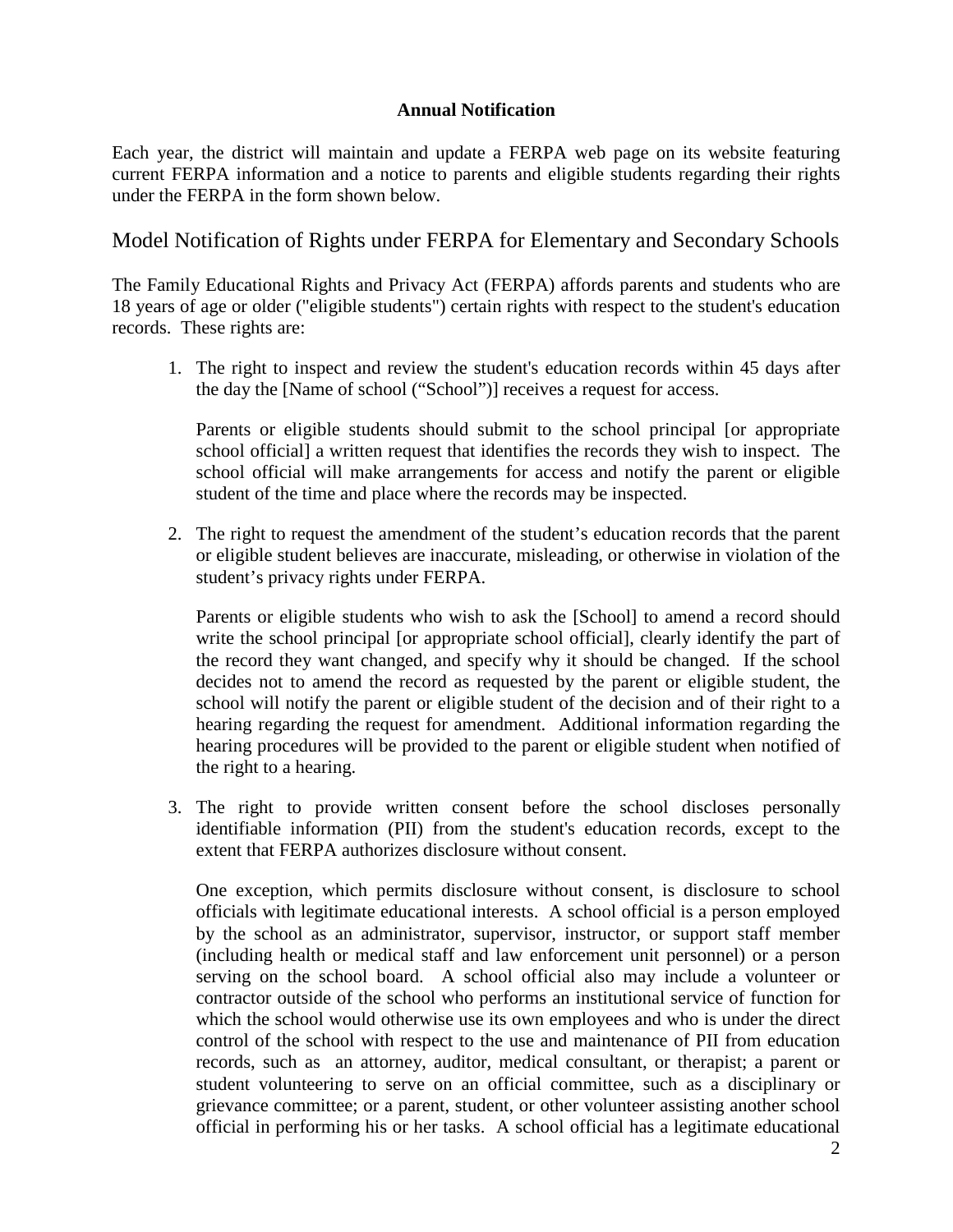**Annual Notification**

Each year, the district will maintain and update a FERPA web page on its website featuring current FERPA information and a notice to parents and eligible students regarding their rights under the FERPA in the form shown below.

## Model Notification of Rights under FERPA for Elementary and Secondary Schools

The Family Educational Rights and Privacy Act (FERPA) affords parents and students who are 18 years of age or older ("eligible students") certain rights with respect to the student's education records. These rights are:

1. The right to inspect and review the student's education records within 45 days after the day the [Name of school (“School”)] receives a request for access.

   Parents or eligible students should submit to the school principal [or appropriate school official] a written request that identifies the records they wish to inspect. The school official will make arrangements for access and notify the parent or eligible student of the time and place where the records may be inspected.

2. The right to request the amendment of the student’s education records that the parent or eligible student believes are inaccurate, misleading, or otherwise in violation of the student’s privacy rights under FERPA.

   Parents or eligible students who wish to ask the [School] to amend a record should write the school principal [or appropriate school official], clearly identify the part of the record they want changed, and specify why it should be changed. If the school decides not to amend the record as requested by the parent or eligible student, the school will notify the parent or eligible student of the decision and of their right to a hearing regarding the request for amendment. Additional information regarding the hearing procedures will be provided to the parent or eligible student when notified of the right to a hearing.

3. The right to provide written consent before the school discloses personally identifiable information (PII) from the student's education records, except to the extent that FERPA authorizes disclosure without consent.

   One exception, which permits disclosure without consent, is disclosure to school officials with legitimate educational interests. A school official is a person employed by the school as an administrator, supervisor, instructor, or support staff member (including health or medical staff and law enforcement unit personnel) or a person serving on the school board. A school official also may include a volunteer or contractor outside of the school who performs an institutional service of function for which the school would otherwise use its own employees and who is under the direct control of the school with respect to the use and maintenance of PII from education records, such as an attorney, auditor, medical consultant, or therapist; a parent or student volunteering to serve on an official committee, such as a disciplinary or grievance committee; or a parent, student, or other volunteer assisting another school official in performing his or her tasks. A school official has a legitimate educational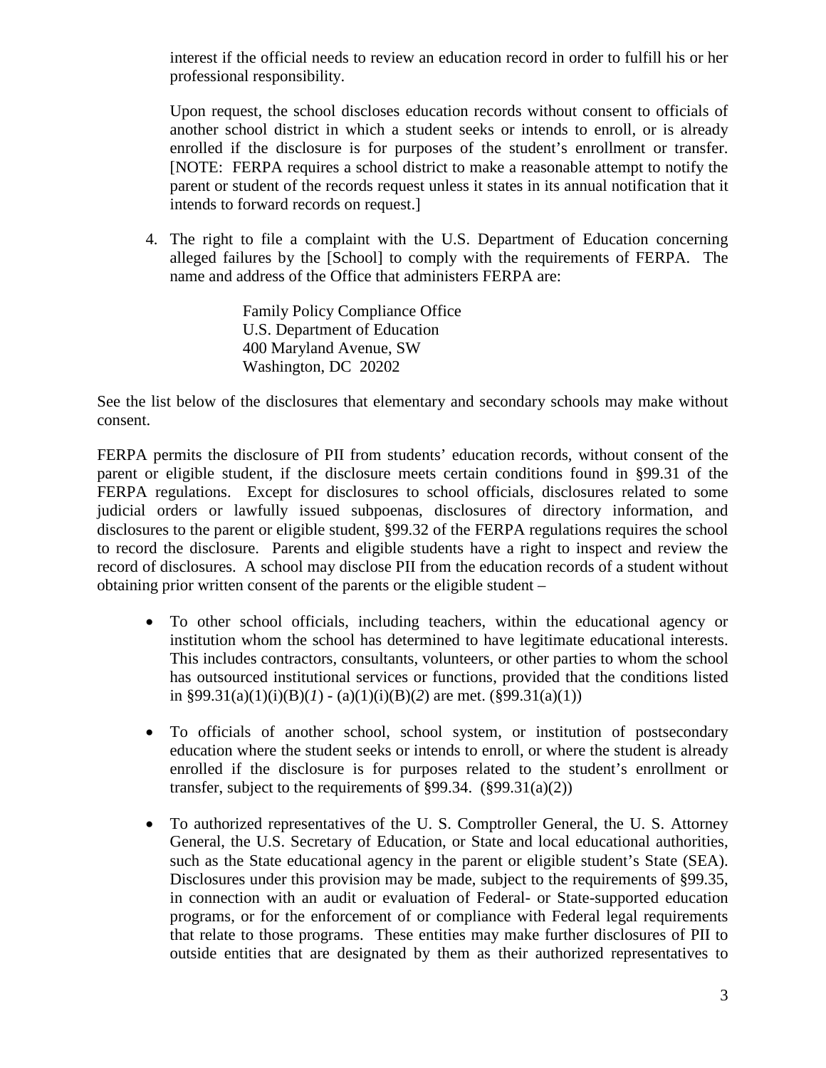interest if the official needs to review an education record in order to fulfill his or her professional responsibility.

Upon request, the school discloses education records without consent to officials of another school district in which a student seeks or intends to enroll, or is already enrolled if the disclosure is for purposes of the student's enrollment or transfer. [NOTE: FERPA requires a school district to make a reasonable attempt to notify the parent or student of the records request unless it states in its annual notification that it intends to forward records on request.]

4. The right to file a complaint with the U.S. Department of Education concerning alleged failures by the [School] to comply with the requirements of FERPA. The name and address of the Office that administers FERPA are:

   Family Policy Compliance Office
   U.S. Department of Education
   400 Maryland Avenue, SW
   Washington, DC 20202

See the list below of the disclosures that elementary and secondary schools may make without consent.

FERPA permits the disclosure of PII from students' education records, without consent of the parent or eligible student, if the disclosure meets certain conditions found in §99.31 of the FERPA regulations. Except for disclosures to school officials, disclosures related to some judicial orders or lawfully issued subpoenas, disclosures of directory information, and disclosures to the parent or eligible student, §99.32 of the FERPA regulations requires the school to record the disclosure. Parents and eligible students have a right to inspect and review the record of disclosures. A school may disclose PII from the education records of a student without obtaining prior written consent of the parents or the eligible student –

- To other school officials, including teachers, within the educational agency or institution whom the school has determined to have legitimate educational interests. This includes contractors, consultants, volunteers, or other parties to whom the school has outsourced institutional services or functions, provided that the conditions listed in §99.31(a)(1)(i)(B)(*1*) - (a)(1)(i)(B)(*2*) are met. (§99.31(a)(1))

- To officials of another school, school system, or institution of postsecondary education where the student seeks or intends to enroll, or where the student is already enrolled if the disclosure is for purposes related to the student's enrollment or transfer, subject to the requirements of §99.34. (§99.31(a)(2))

- To authorized representatives of the U. S. Comptroller General, the U. S. Attorney General, the U.S. Secretary of Education, or State and local educational authorities, such as the State educational agency in the parent or eligible student's State (SEA). Disclosures under this provision may be made, subject to the requirements of §99.35, in connection with an audit or evaluation of Federal- or State-supported education programs, or for the enforcement of or compliance with Federal legal requirements that relate to those programs. These entities may make further disclosures of PII to outside entities that are designated by them as their authorized representatives to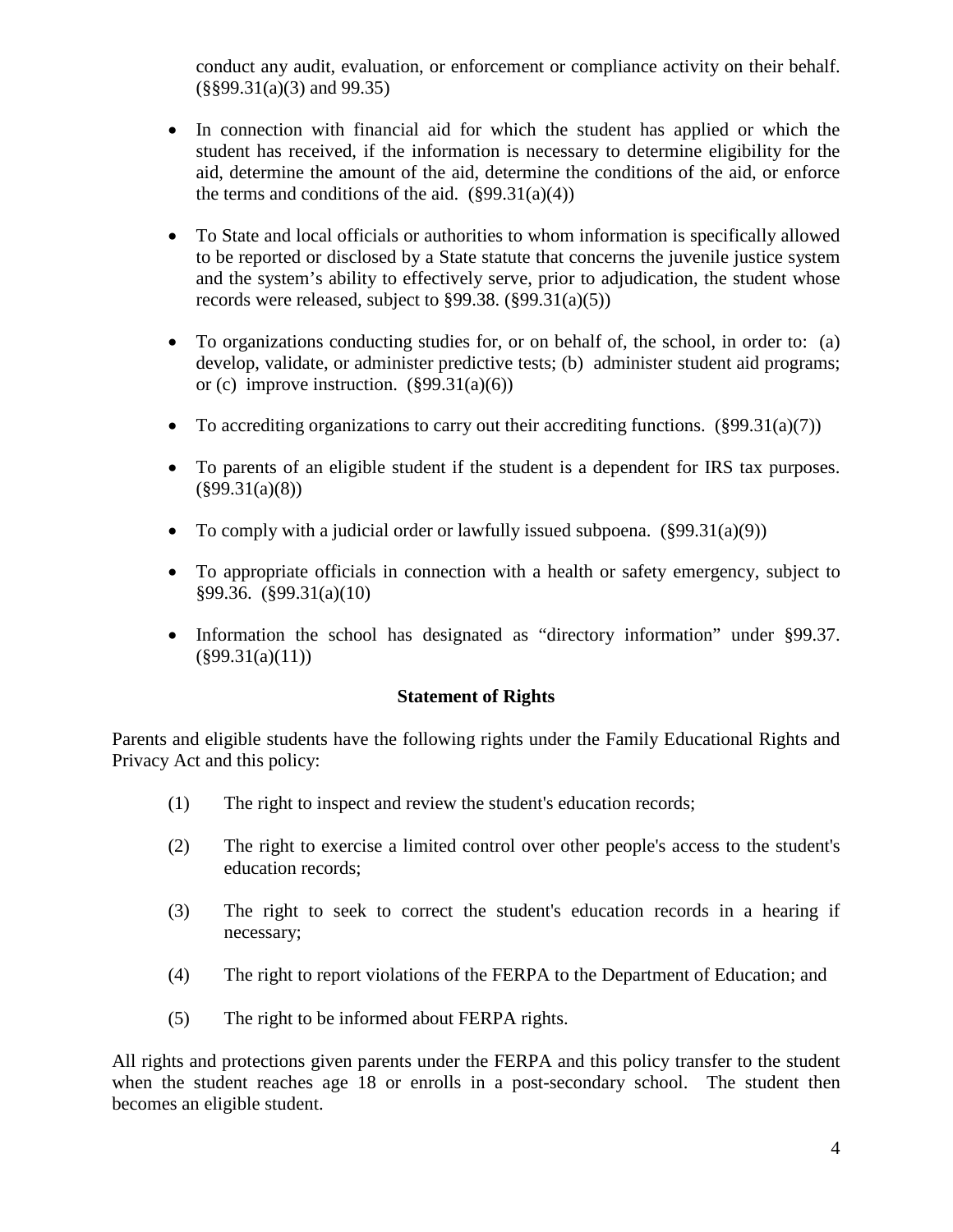conduct any audit, evaluation, or enforcement or compliance activity on their behalf. (§§99.31(a)(3) and 99.35)

- In connection with financial aid for which the student has applied or which the student has received, if the information is necessary to determine eligibility for the aid, determine the amount of the aid, determine the conditions of the aid, or enforce the terms and conditions of the aid. (§99.31(a)(4))

- To State and local officials or authorities to whom information is specifically allowed to be reported or disclosed by a State statute that concerns the juvenile justice system and the system's ability to effectively serve, prior to adjudication, the student whose records were released, subject to §99.38. (§99.31(a)(5))

- To organizations conducting studies for, or on behalf of, the school, in order to: (a) develop, validate, or administer predictive tests; (b) administer student aid programs; or (c) improve instruction. (§99.31(a)(6))

- To accrediting organizations to carry out their accrediting functions. (§99.31(a)(7))

- To parents of an eligible student if the student is a dependent for IRS tax purposes. (§99.31(a)(8))

- To comply with a judicial order or lawfully issued subpoena. (§99.31(a)(9))

- To appropriate officials in connection with a health or safety emergency, subject to §99.36. (§99.31(a)(10)

- Information the school has designated as "directory information" under §99.37. (§99.31(a)(11))

**Statement of Rights**

Parents and eligible students have the following rights under the Family Educational Rights and Privacy Act and this policy:

(1) The right to inspect and review the student's education records;

(2) The right to exercise a limited control over other people's access to the student's education records;

(3) The right to seek to correct the student's education records in a hearing if necessary;

(4) The right to report violations of the FERPA to the Department of Education; and

(5) The right to be informed about FERPA rights.

All rights and protections given parents under the FERPA and this policy transfer to the student when the student reaches age 18 or enrolls in a post-secondary school. The student then becomes an eligible student.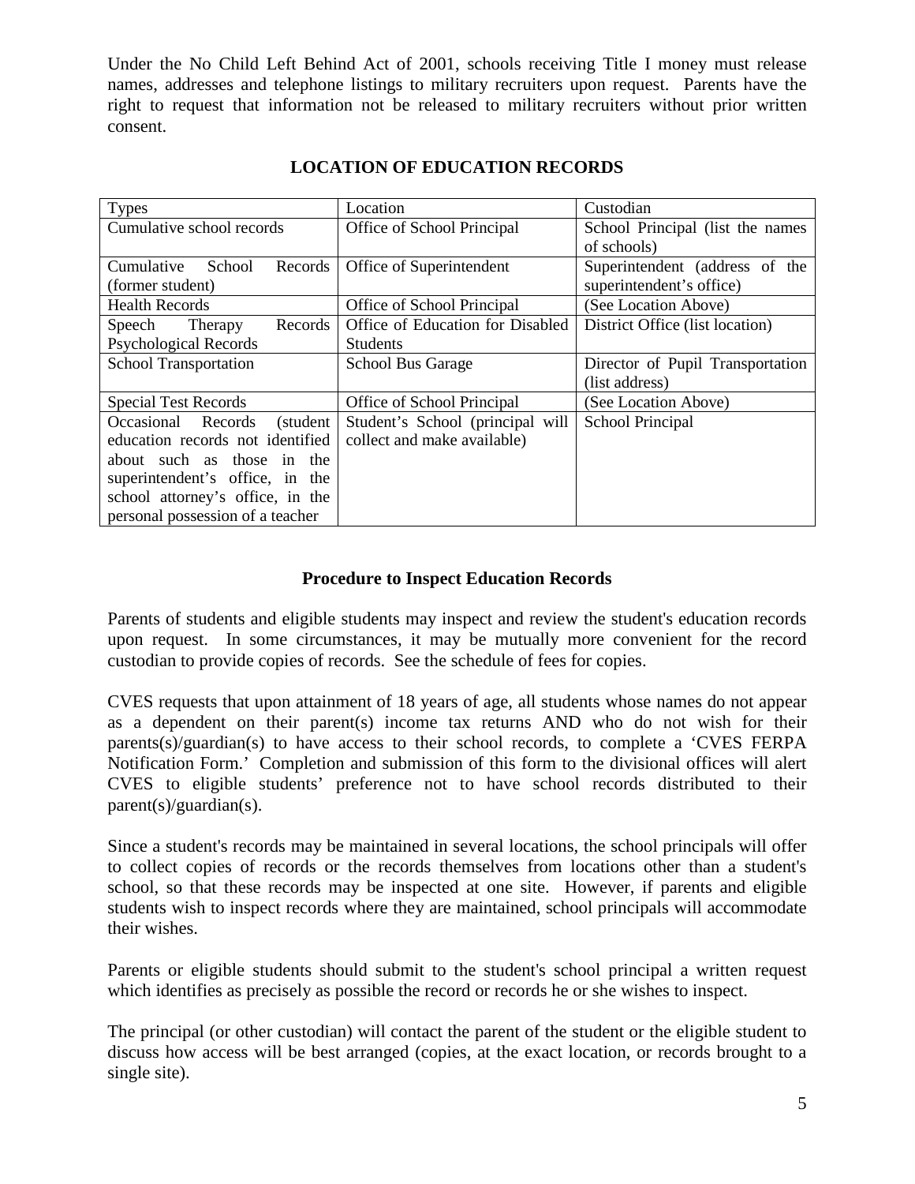Under the No Child Left Behind Act of 2001, schools receiving Title I money must release names, addresses and telephone listings to military recruiters upon request. Parents have the right to request that information not be released to military recruiters without prior written consent.

## LOCATION OF EDUCATION RECORDS

| Types | Location | Custodian |
|---|---|---|
| Cumulative school records | Office of School Principal | School Principal (list the names of schools) |
| Cumulative School Records (former student) | Office of Superintendent | Superintendent (address of the superintendent's office) |
| Health Records | Office of School Principal | (See Location Above) |
| Speech Therapy Records Psychological Records | Office of Education for Disabled Students | District Office (list location) |
| School Transportation | School Bus Garage | Director of Pupil Transportation (list address) |
| Special Test Records | Office of School Principal | (See Location Above) |
| Occasional Records (student education records not identified about such as those in the superintendent's office, in the school attorney's office, in the personal possession of a teacher | Student's School (principal will collect and make available) | School Principal |

### Procedure to Inspect Education Records

Parents of students and eligible students may inspect and review the student's education records upon request. In some circumstances, it may be mutually more convenient for the record custodian to provide copies of records. See the schedule of fees for copies.

CVES requests that upon attainment of 18 years of age, all students whose names do not appear as a dependent on their parent(s) income tax returns AND who do not wish for their parents(s)/guardian(s) to have access to their school records, to complete a 'CVES FERPA Notification Form.' Completion and submission of this form to the divisional offices will alert CVES to eligible students' preference not to have school records distributed to their parent(s)/guardian(s).

Since a student's records may be maintained in several locations, the school principals will offer to collect copies of records or the records themselves from locations other than a student's school, so that these records may be inspected at one site. However, if parents and eligible students wish to inspect records where they are maintained, school principals will accommodate their wishes.

Parents or eligible students should submit to the student's school principal a written request which identifies as precisely as possible the record or records he or she wishes to inspect.

The principal (or other custodian) will contact the parent of the student or the eligible student to discuss how access will be best arranged (copies, at the exact location, or records brought to a single site).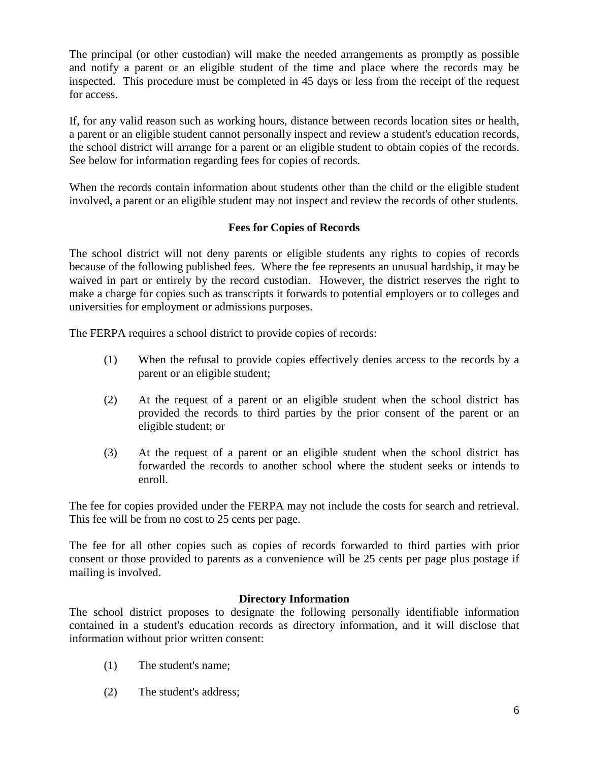The principal (or other custodian) will make the needed arrangements as promptly as possible and notify a parent or an eligible student of the time and place where the records may be inspected. This procedure must be completed in 45 days or less from the receipt of the request for access.

If, for any valid reason such as working hours, distance between records location sites or health, a parent or an eligible student cannot personally inspect and review a student's education records, the school district will arrange for a parent or an eligible student to obtain copies of the records. See below for information regarding fees for copies of records.

When the records contain information about students other than the child or the eligible student involved, a parent or an eligible student may not inspect and review the records of other students.

### Fees for Copies of Records

The school district will not deny parents or eligible students any rights to copies of records because of the following published fees. Where the fee represents an unusual hardship, it may be waived in part or entirely by the record custodian. However, the district reserves the right to make a charge for copies such as transcripts it forwards to potential employers or to colleges and universities for employment or admissions purposes.

The FERPA requires a school district to provide copies of records:

(1) When the refusal to provide copies effectively denies access to the records by a parent or an eligible student;

(2) At the request of a parent or an eligible student when the school district has provided the records to third parties by the prior consent of the parent or an eligible student; or

(3) At the request of a parent or an eligible student when the school district has forwarded the records to another school where the student seeks or intends to enroll.

The fee for copies provided under the FERPA may not include the costs for search and retrieval. This fee will be from no cost to 25 cents per page.

The fee for all other copies such as copies of records forwarded to third parties with prior consent or those provided to parents as a convenience will be 25 cents per page plus postage if mailing is involved.

### Directory Information

The school district proposes to designate the following personally identifiable information contained in a student's education records as directory information, and it will disclose that information without prior written consent:

(1) The student's name;

(2) The student's address;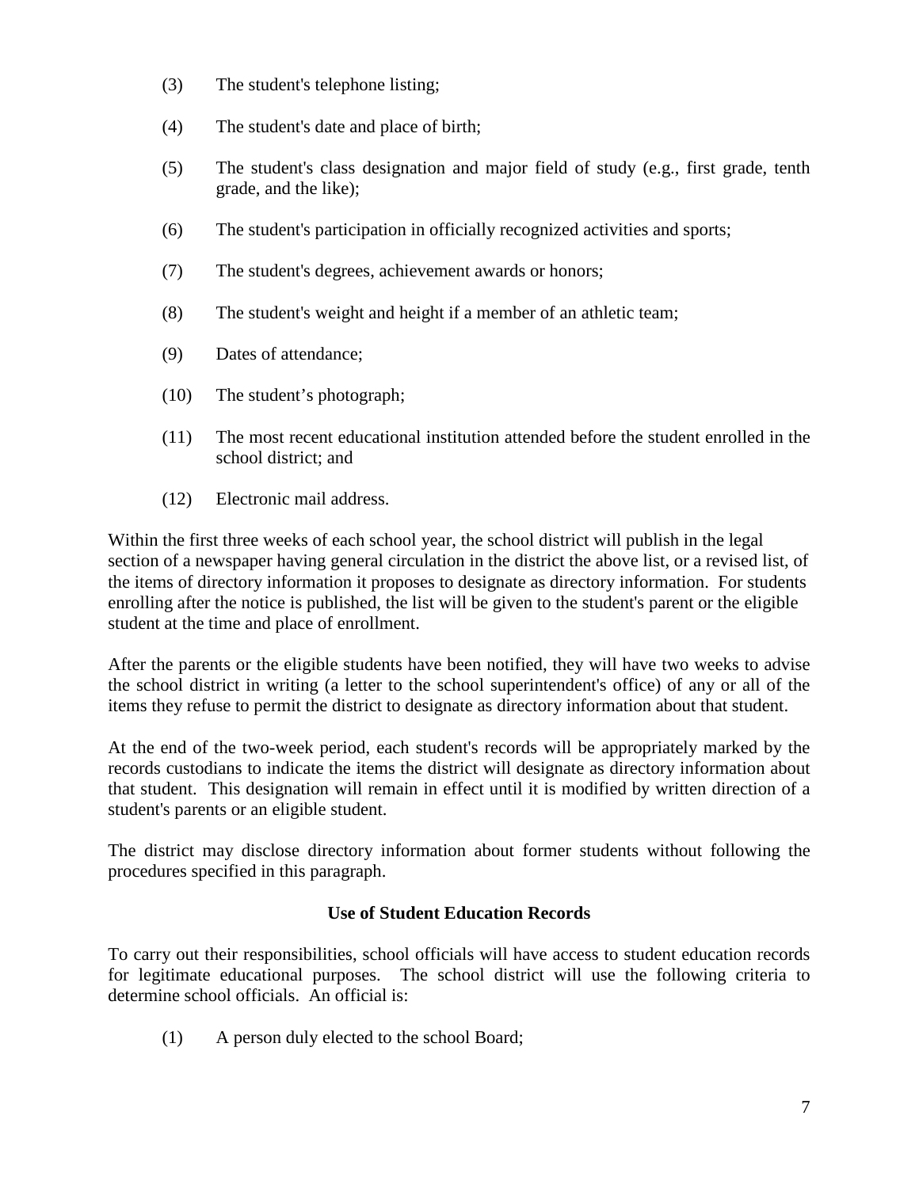(3) The student's telephone listing;

(4) The student's date and place of birth;

(5) The student's class designation and major field of study (e.g., first grade, tenth grade, and the like);

(6) The student's participation in officially recognized activities and sports;

(7) The student's degrees, achievement awards or honors;

(8) The student's weight and height if a member of an athletic team;

(9) Dates of attendance;

(10) The student’s photograph;

(11) The most recent educational institution attended before the student enrolled in the school district; and

(12) Electronic mail address.

Within the first three weeks of each school year, the school district will publish in the legal section of a newspaper having general circulation in the district the above list, or a revised list, of the items of directory information it proposes to designate as directory information. For students enrolling after the notice is published, the list will be given to the student's parent or the eligible student at the time and place of enrollment.

After the parents or the eligible students have been notified, they will have two weeks to advise the school district in writing (a letter to the school superintendent's office) of any or all of the items they refuse to permit the district to designate as directory information about that student.

At the end of the two-week period, each student's records will be appropriately marked by the records custodians to indicate the items the district will designate as directory information about that student. This designation will remain in effect until it is modified by written direction of a student's parents or an eligible student.

The district may disclose directory information about former students without following the procedures specified in this paragraph.

### Use of Student Education Records

To carry out their responsibilities, school officials will have access to student education records for legitimate educational purposes. The school district will use the following criteria to determine school officials. An official is:

(1) A person duly elected to the school Board;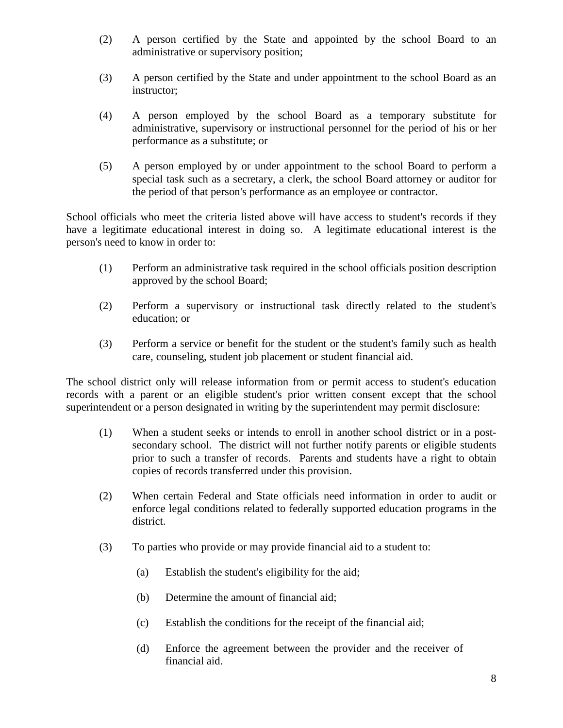(2) A person certified by the State and appointed by the school Board to an administrative or supervisory position;

(3) A person certified by the State and under appointment to the school Board as an instructor;

(4) A person employed by the school Board as a temporary substitute for administrative, supervisory or instructional personnel for the period of his or her performance as a substitute; or

(5) A person employed by or under appointment to the school Board to perform a special task such as a secretary, a clerk, the school Board attorney or auditor for the period of that person's performance as an employee or contractor.

School officials who meet the criteria listed above will have access to student's records if they have a legitimate educational interest in doing so. A legitimate educational interest is the person's need to know in order to:

(1) Perform an administrative task required in the school officials position description approved by the school Board;

(2) Perform a supervisory or instructional task directly related to the student's education; or

(3) Perform a service or benefit for the student or the student's family such as health care, counseling, student job placement or student financial aid.

The school district only will release information from or permit access to student's education records with a parent or an eligible student's prior written consent except that the school superintendent or a person designated in writing by the superintendent may permit disclosure:

(1) When a student seeks or intends to enroll in another school district or in a post-secondary school. The district will not further notify parents or eligible students prior to such a transfer of records. Parents and students have a right to obtain copies of records transferred under this provision.

(2) When certain Federal and State officials need information in order to audit or enforce legal conditions related to federally supported education programs in the district.

(3) To parties who provide or may provide financial aid to a student to:

    (a) Establish the student's eligibility for the aid;

    (b) Determine the amount of financial aid;

    (c) Establish the conditions for the receipt of the financial aid;

    (d) Enforce the agreement between the provider and the receiver of financial aid.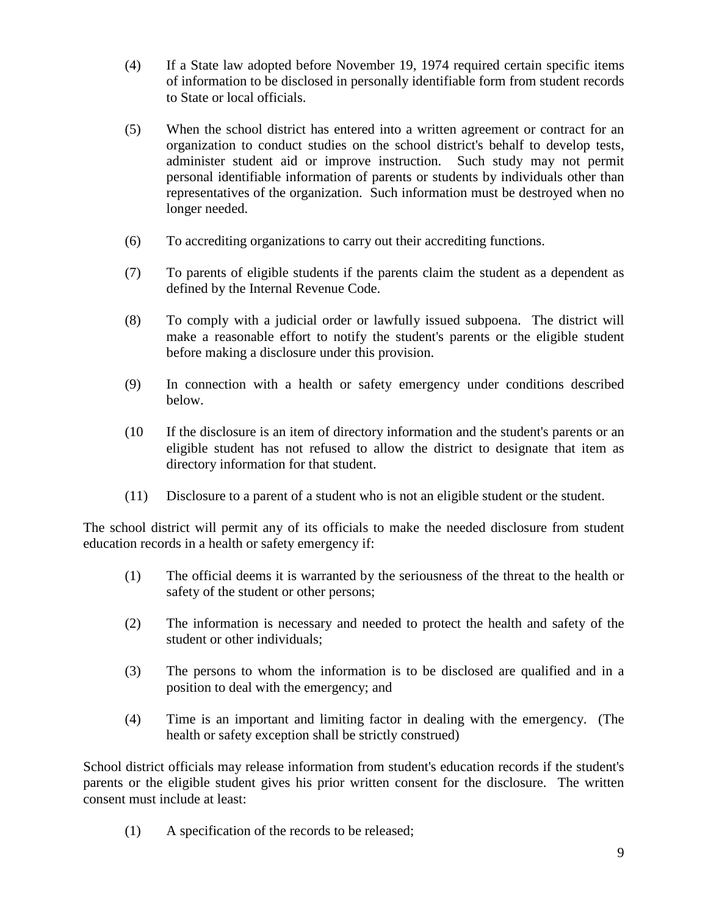(4) If a State law adopted before November 19, 1974 required certain specific items of information to be disclosed in personally identifiable form from student records to State or local officials.

(5) When the school district has entered into a written agreement or contract for an organization to conduct studies on the school district's behalf to develop tests, administer student aid or improve instruction. Such study may not permit personal identifiable information of parents or students by individuals other than representatives of the organization. Such information must be destroyed when no longer needed.

(6) To accrediting organizations to carry out their accrediting functions.

(7) To parents of eligible students if the parents claim the student as a dependent as defined by the Internal Revenue Code.

(8) To comply with a judicial order or lawfully issued subpoena. The district will make a reasonable effort to notify the student's parents or the eligible student before making a disclosure under this provision.

(9) In connection with a health or safety emergency under conditions described below.

(10 If the disclosure is an item of directory information and the student's parents or an eligible student has not refused to allow the district to designate that item as directory information for that student.

(11) Disclosure to a parent of a student who is not an eligible student or the student.

The school district will permit any of its officials to make the needed disclosure from student education records in a health or safety emergency if:

(1) The official deems it is warranted by the seriousness of the threat to the health or safety of the student or other persons;

(2) The information is necessary and needed to protect the health and safety of the student or other individuals;

(3) The persons to whom the information is to be disclosed are qualified and in a position to deal with the emergency; and

(4) Time is an important and limiting factor in dealing with the emergency. (The health or safety exception shall be strictly construed)

School district officials may release information from student's education records if the student's parents or the eligible student gives his prior written consent for the disclosure. The written consent must include at least:

(1) A specification of the records to be released;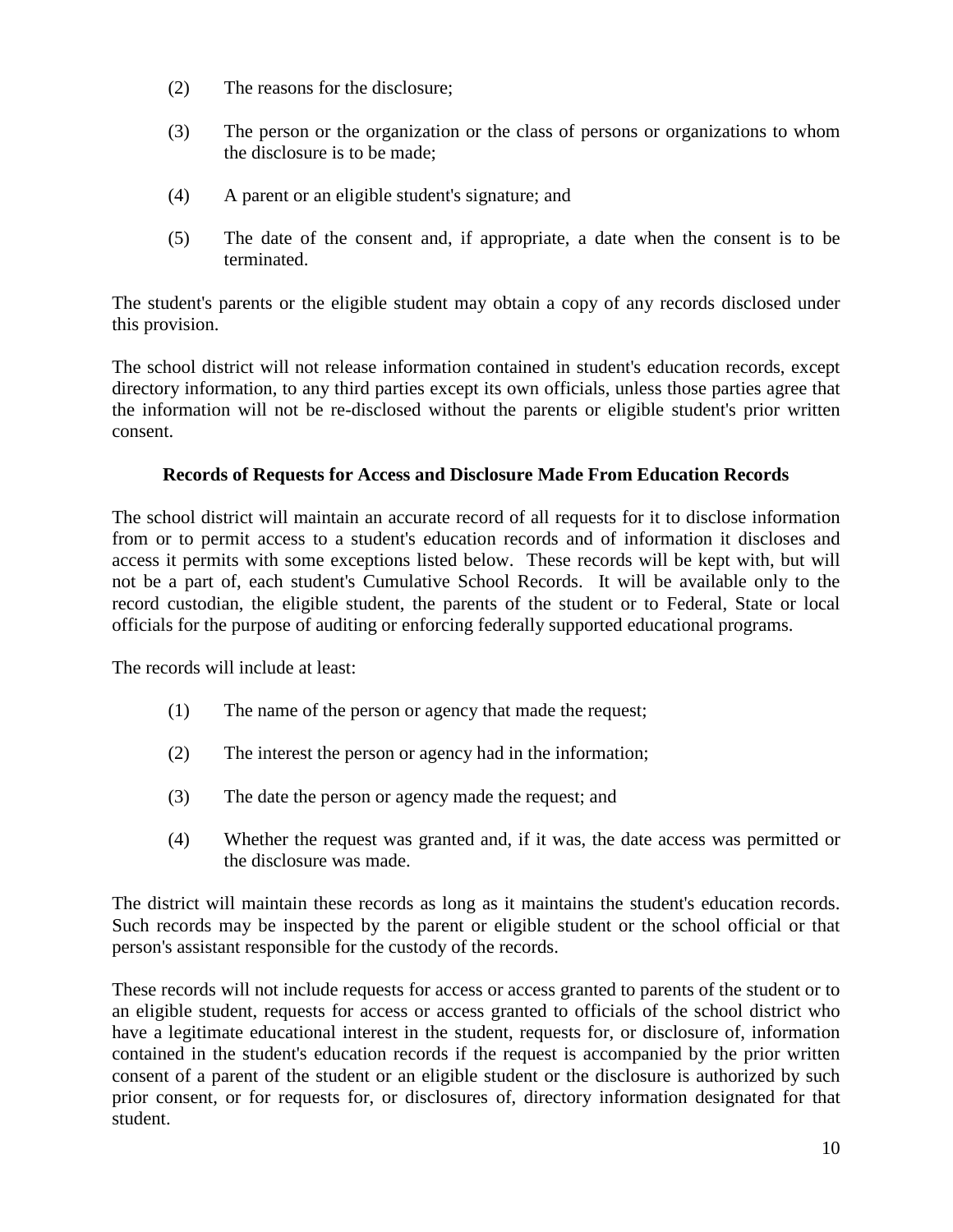(2) The reasons for the disclosure;

(3) The person or the organization or the class of persons or organizations to whom the disclosure is to be made;

(4) A parent or an eligible student's signature; and

(5) The date of the consent and, if appropriate, a date when the consent is to be terminated.

The student's parents or the eligible student may obtain a copy of any records disclosed under this provision.

The school district will not release information contained in student's education records, except directory information, to any third parties except its own officials, unless those parties agree that the information will not be re-disclosed without the parents or eligible student's prior written consent.

**Records of Requests for Access and Disclosure Made From Education Records**

The school district will maintain an accurate record of all requests for it to disclose information from or to permit access to a student's education records and of information it discloses and access it permits with some exceptions listed below. These records will be kept with, but will not be a part of, each student's Cumulative School Records. It will be available only to the record custodian, the eligible student, the parents of the student or to Federal, State or local officials for the purpose of auditing or enforcing federally supported educational programs.

The records will include at least:

(1) The name of the person or agency that made the request;

(2) The interest the person or agency had in the information;

(3) The date the person or agency made the request; and

(4) Whether the request was granted and, if it was, the date access was permitted or the disclosure was made.

The district will maintain these records as long as it maintains the student's education records. Such records may be inspected by the parent or eligible student or the school official or that person's assistant responsible for the custody of the records.

These records will not include requests for access or access granted to parents of the student or to an eligible student, requests for access or access granted to officials of the school district who have a legitimate educational interest in the student, requests for, or disclosure of, information contained in the student's education records if the request is accompanied by the prior written consent of a parent of the student or an eligible student or the disclosure is authorized by such prior consent, or for requests for, or disclosures of, directory information designated for that student.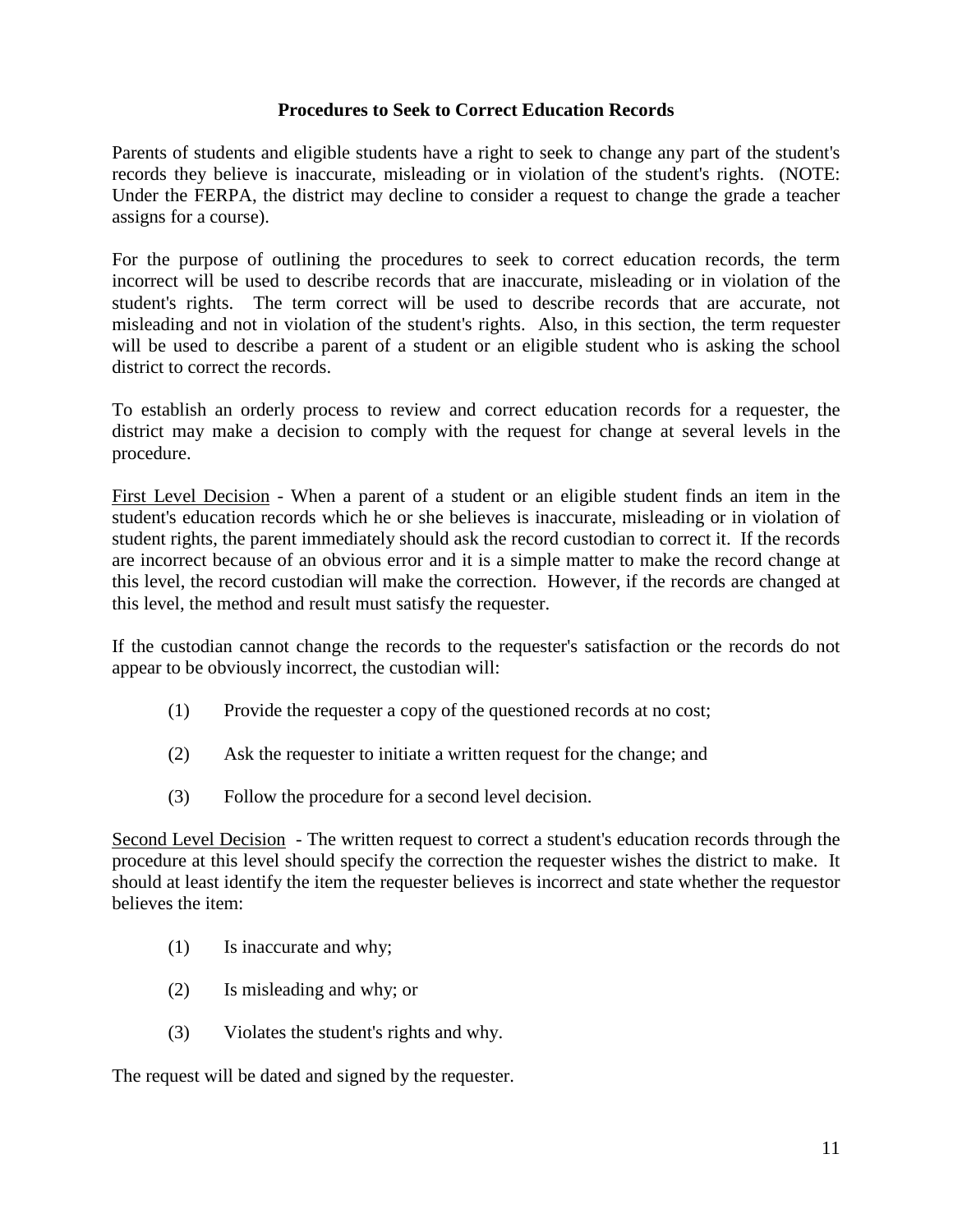## Procedures to Seek to Correct Education Records

Parents of students and eligible students have a right to seek to change any part of the student's records they believe is inaccurate, misleading or in violation of the student's rights. (NOTE: Under the FERPA, the district may decline to consider a request to change the grade a teacher assigns for a course).

For the purpose of outlining the procedures to seek to correct education records, the term incorrect will be used to describe records that are inaccurate, misleading or in violation of the student's rights. The term correct will be used to describe records that are accurate, not misleading and not in violation of the student's rights. Also, in this section, the term requester will be used to describe a parent of a student or an eligible student who is asking the school district to correct the records.

To establish an orderly process to review and correct education records for a requester, the district may make a decision to comply with the request for change at several levels in the procedure.

<u>First Level Decision</u> - When a parent of a student or an eligible student finds an item in the student's education records which he or she believes is inaccurate, misleading or in violation of student rights, the parent immediately should ask the record custodian to correct it. If the records are incorrect because of an obvious error and it is a simple matter to make the record change at this level, the record custodian will make the correction. However, if the records are changed at this level, the method and result must satisfy the requester.

If the custodian cannot change the records to the requester's satisfaction or the records do not appear to be obviously incorrect, the custodian will:

(1) Provide the requester a copy of the questioned records at no cost;

(2) Ask the requester to initiate a written request for the change; and

(3) Follow the procedure for a second level decision.

<u>Second Level Decision</u> - The written request to correct a student's education records through the procedure at this level should specify the correction the requester wishes the district to make. It should at least identify the item the requester believes is incorrect and state whether the requestor believes the item:

(1) Is inaccurate and why;

(2) Is misleading and why; or

(3) Violates the student's rights and why.

The request will be dated and signed by the requester.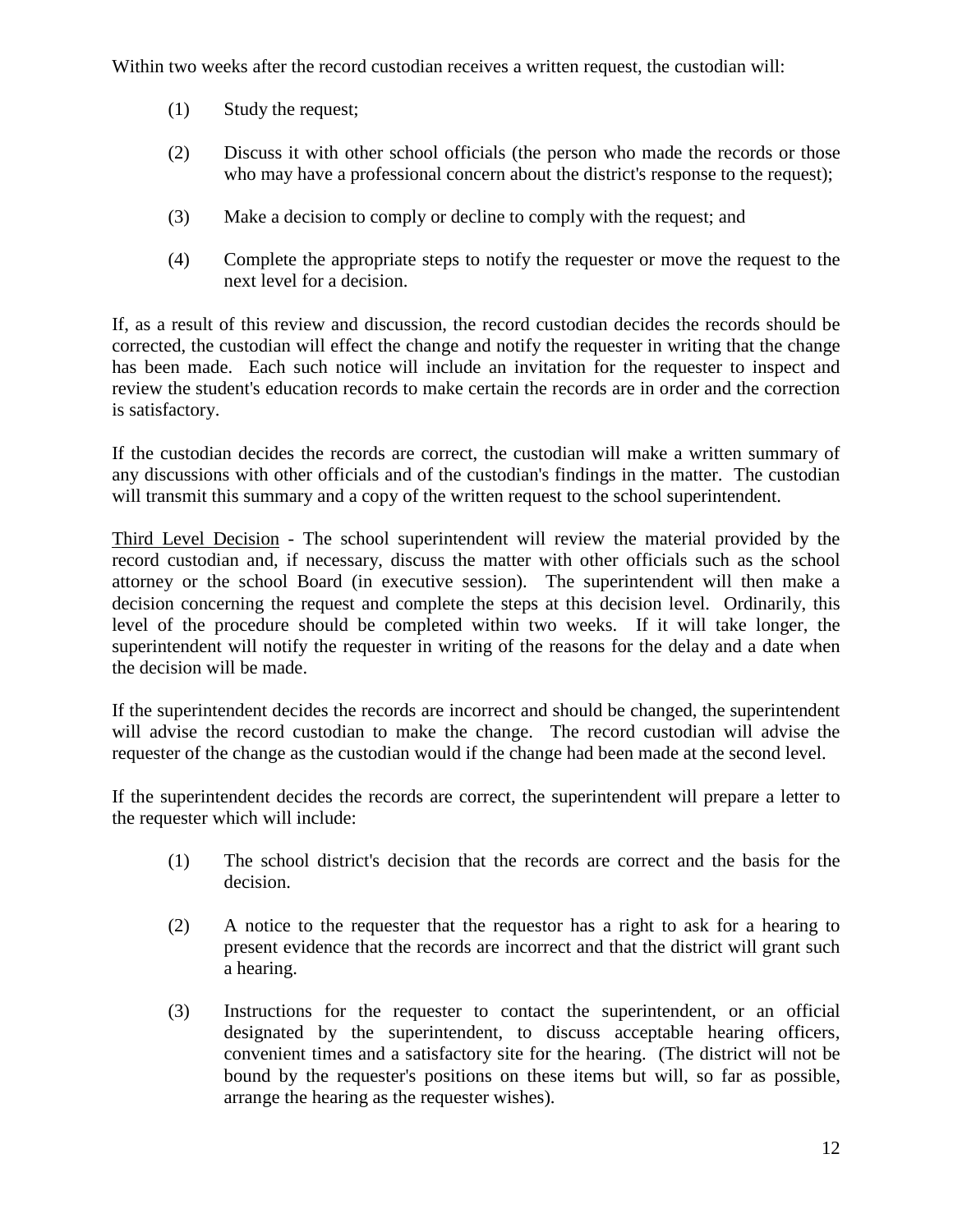Within two weeks after the record custodian receives a written request, the custodian will:

(1) Study the request;

(2) Discuss it with other school officials (the person who made the records or those who may have a professional concern about the district's response to the request);

(3) Make a decision to comply or decline to comply with the request; and

(4) Complete the appropriate steps to notify the requester or move the request to the next level for a decision.

If, as a result of this review and discussion, the record custodian decides the records should be corrected, the custodian will effect the change and notify the requester in writing that the change has been made. Each such notice will include an invitation for the requester to inspect and review the student's education records to make certain the records are in order and the correction is satisfactory.

If the custodian decides the records are correct, the custodian will make a written summary of any discussions with other officials and of the custodian's findings in the matter. The custodian will transmit this summary and a copy of the written request to the school superintendent.

Third Level Decision - The school superintendent will review the material provided by the record custodian and, if necessary, discuss the matter with other officials such as the school attorney or the school Board (in executive session). The superintendent will then make a decision concerning the request and complete the steps at this decision level. Ordinarily, this level of the procedure should be completed within two weeks. If it will take longer, the superintendent will notify the requester in writing of the reasons for the delay and a date when the decision will be made.

If the superintendent decides the records are incorrect and should be changed, the superintendent will advise the record custodian to make the change. The record custodian will advise the requester of the change as the custodian would if the change had been made at the second level.

If the superintendent decides the records are correct, the superintendent will prepare a letter to the requester which will include:

(1) The school district's decision that the records are correct and the basis for the decision.

(2) A notice to the requester that the requestor has a right to ask for a hearing to present evidence that the records are incorrect and that the district will grant such a hearing.

(3) Instructions for the requester to contact the superintendent, or an official designated by the superintendent, to discuss acceptable hearing officers, convenient times and a satisfactory site for the hearing. (The district will not be bound by the requester's positions on these items but will, so far as possible, arrange the hearing as the requester wishes).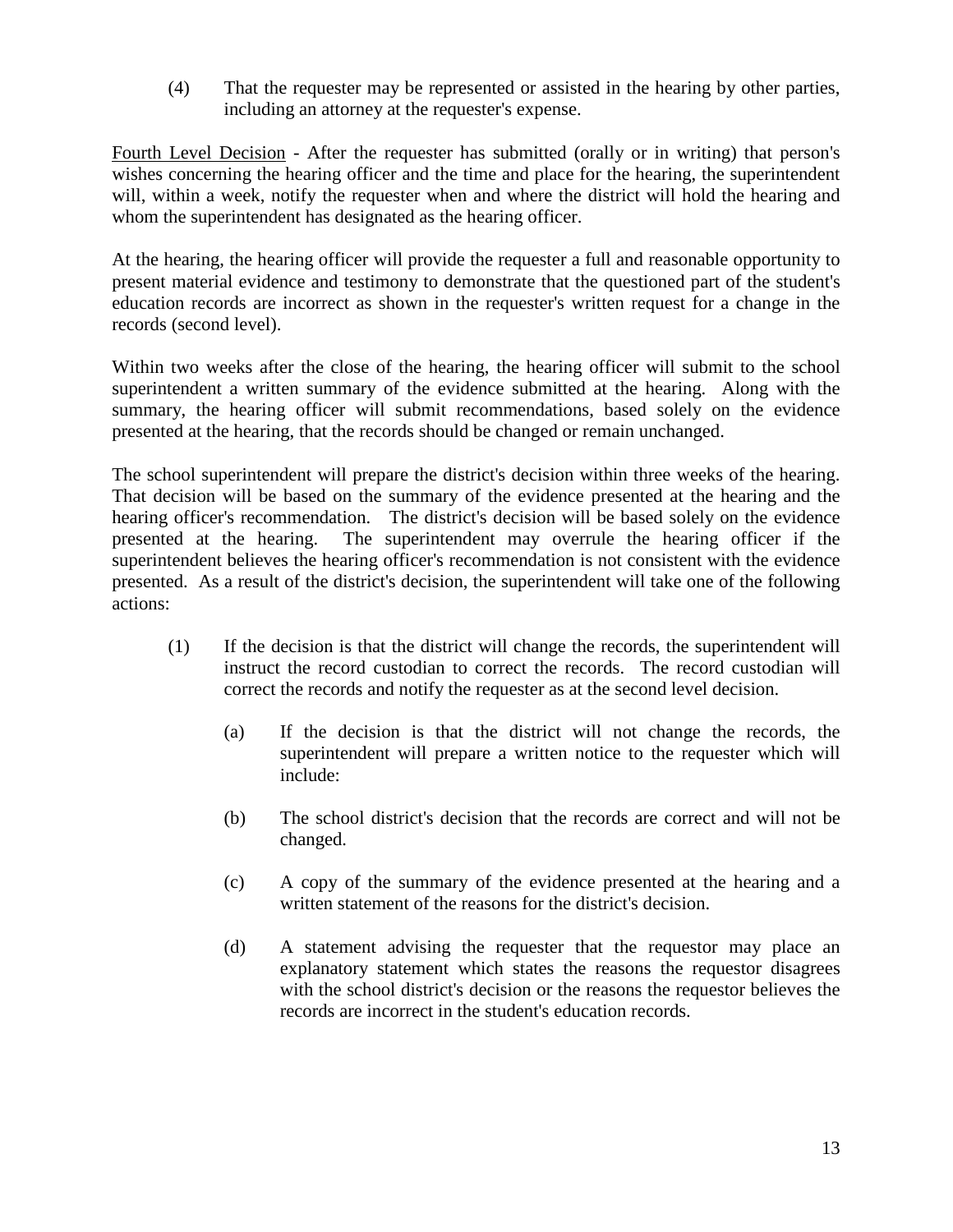(4) That the requester may be represented or assisted in the hearing by other parties, including an attorney at the requester's expense.

<u>Fourth Level Decision</u> - After the requester has submitted (orally or in writing) that person's wishes concerning the hearing officer and the time and place for the hearing, the superintendent will, within a week, notify the requester when and where the district will hold the hearing and whom the superintendent has designated as the hearing officer.

At the hearing, the hearing officer will provide the requester a full and reasonable opportunity to present material evidence and testimony to demonstrate that the questioned part of the student's education records are incorrect as shown in the requester's written request for a change in the records (second level).

Within two weeks after the close of the hearing, the hearing officer will submit to the school superintendent a written summary of the evidence submitted at the hearing. Along with the summary, the hearing officer will submit recommendations, based solely on the evidence presented at the hearing, that the records should be changed or remain unchanged.

The school superintendent will prepare the district's decision within three weeks of the hearing. That decision will be based on the summary of the evidence presented at the hearing and the hearing officer's recommendation. The district's decision will be based solely on the evidence presented at the hearing. The superintendent may overrule the hearing officer if the superintendent believes the hearing officer's recommendation is not consistent with the evidence presented. As a result of the district's decision, the superintendent will take one of the following actions:

(1) If the decision is that the district will change the records, the superintendent will instruct the record custodian to correct the records. The record custodian will correct the records and notify the requester as at the second level decision.

   (a) If the decision is that the district will not change the records, the superintendent will prepare a written notice to the requester which will include:

   (b) The school district's decision that the records are correct and will not be changed.

   (c) A copy of the summary of the evidence presented at the hearing and a written statement of the reasons for the district's decision.

   (d) A statement advising the requester that the requestor may place an explanatory statement which states the reasons the requestor disagrees with the school district's decision or the reasons the requestor believes the records are incorrect in the student's education records.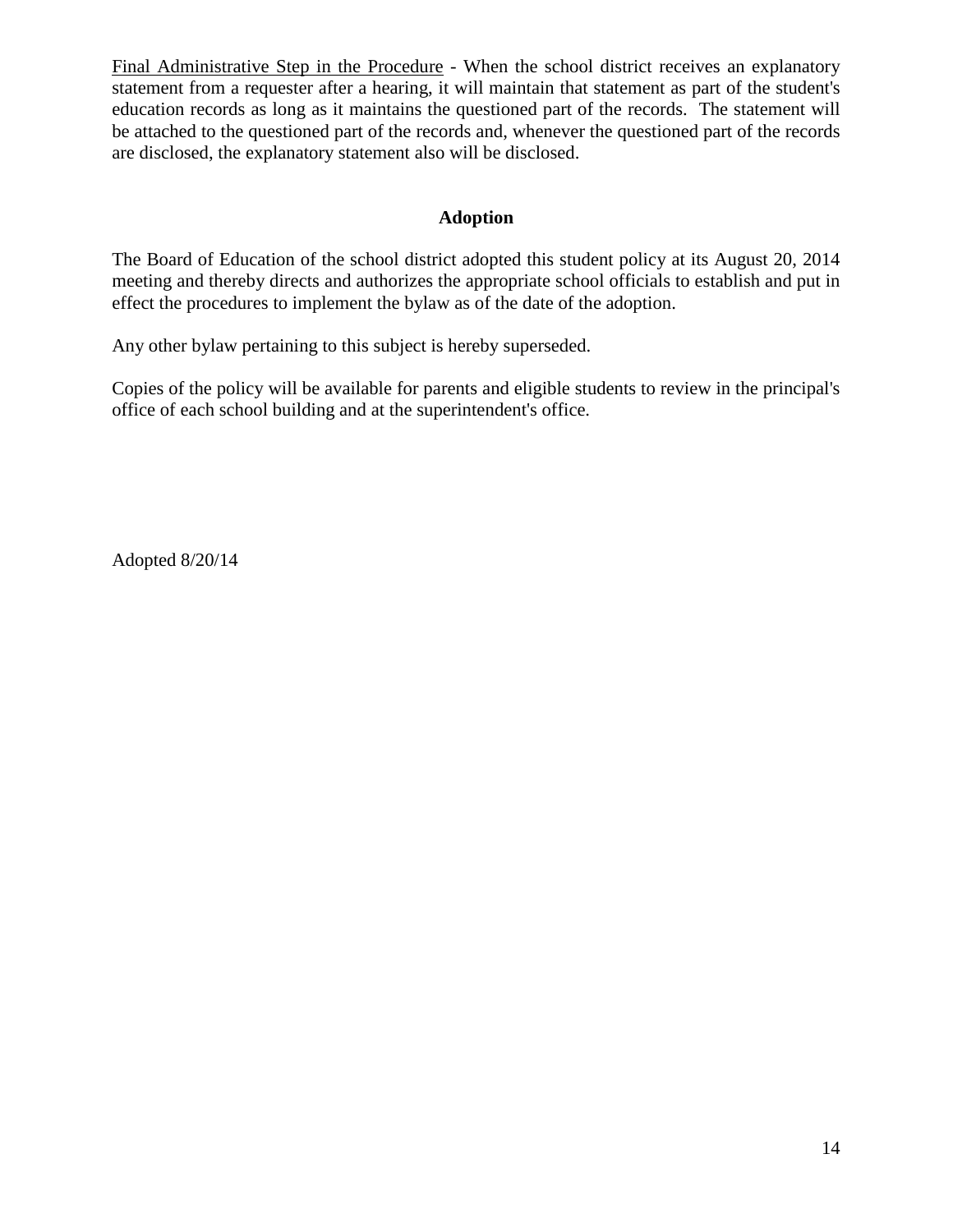<u>Final Administrative Step in the Procedure</u> - When the school district receives an explanatory statement from a requester after a hearing, it will maintain that statement as part of the student's education records as long as it maintains the questioned part of the records. The statement will be attached to the questioned part of the records and, whenever the questioned part of the records are disclosed, the explanatory statement also will be disclosed.

## Adoption

The Board of Education of the school district adopted this student policy at its August 20, 2014 meeting and thereby directs and authorizes the appropriate school officials to establish and put in effect the procedures to implement the bylaw as of the date of the adoption.

Any other bylaw pertaining to this subject is hereby superseded.

Copies of the policy will be available for parents and eligible students to review in the principal's office of each school building and at the superintendent's office.

Adopted 8/20/14